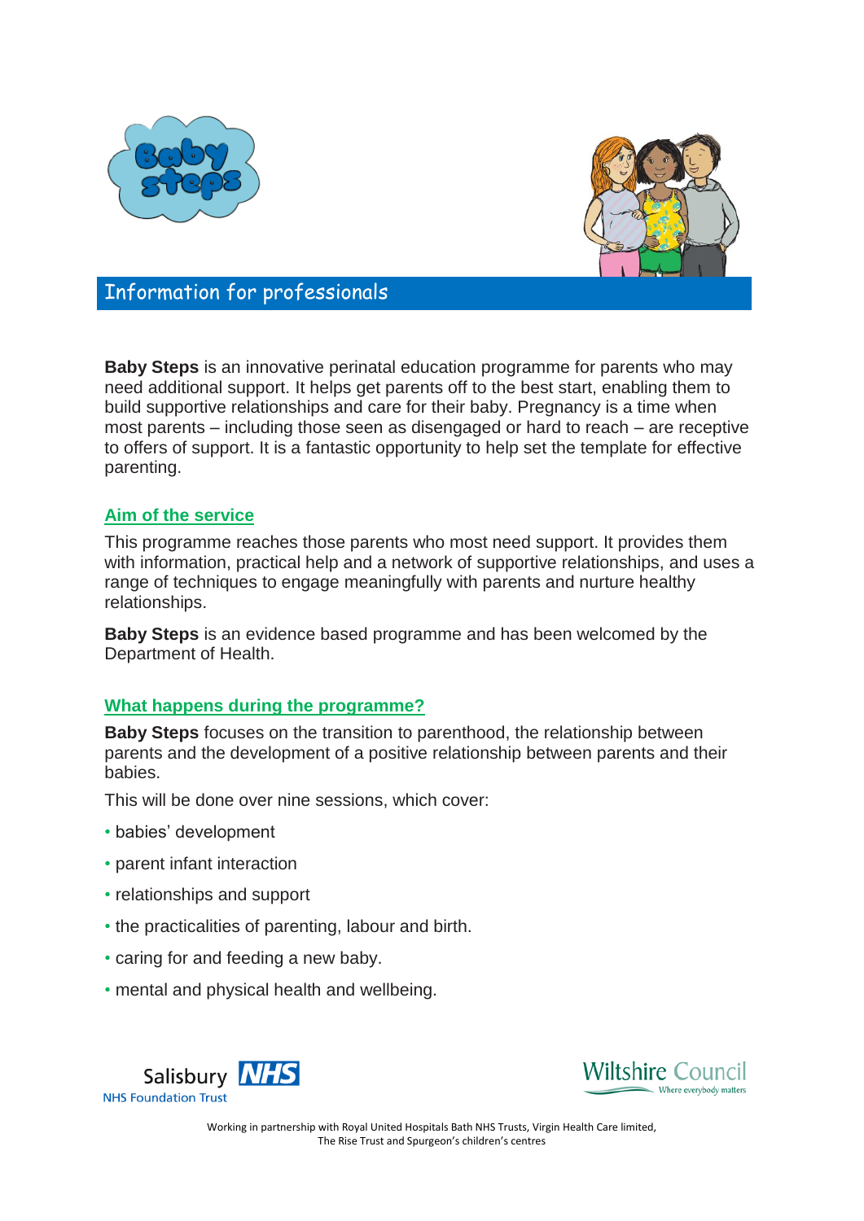# Information for professionals

**Baby Steps** is an innovative perinatal education programme for parents who may need additional support. It helps get parents off to the best start, enabling them to build supportive relationships and care for their baby. Pregnancy is a time when most parents – including those seen as disengaged or hard to reach – are receptive to offers of support. It is a fantastic opportunity to help set the template for effective parenting.

## Aim of the service

This programme reaches those parents who most need support. It provides them with information, practical help and a network of supportive relationships, and uses a range of techniques to engage meaningfully with parents and nurture healthy relationships.

**Baby Steps** is an evidence based programme and has been welcomed by the Department of Health.

## What happens during the programme?

**Baby Steps** focuses on the transition to parenthood, the relationship between parents and the development of a positive relationship between parents and their babies.

This will be done over nine sessions, which cover:

- babies' development
- parent infant interaction
- relationships and support
- the practicalities of parenting, labour and birth.
- caring for and feeding a new baby.
- mental and physical health and wellbeing.

Salisbury NHS Foundation Trust

Wiltshire Council – Where everybody matters

Working in partnership with Royal United Hospitals Bath NHS Trusts, Virgin Health Care limited, The Rise Trust and Spurgeon's children's centres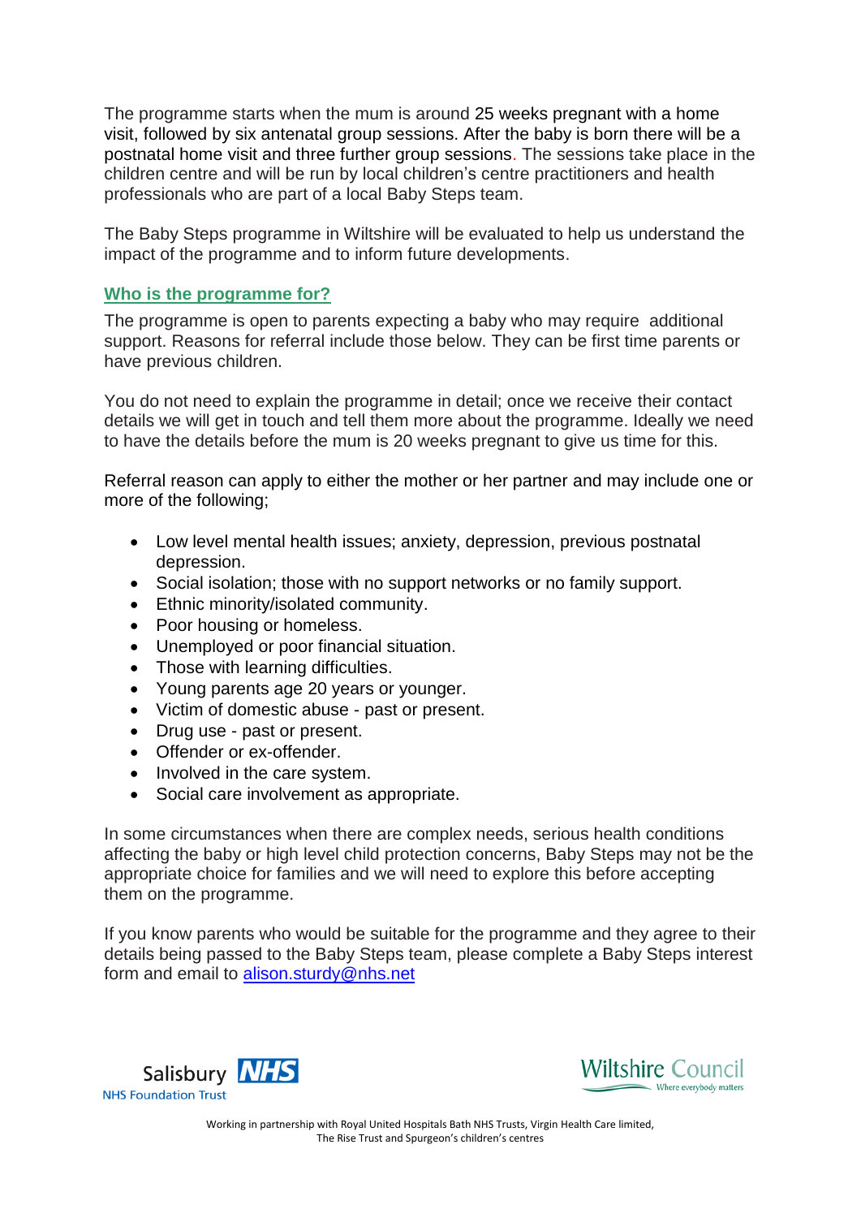The programme starts when the mum is around 25 weeks pregnant with a home visit, followed by six antenatal group sessions. After the baby is born there will be a postnatal home visit and three further group sessions. The sessions take place in the children centre and will be run by local children's centre practitioners and health professionals who are part of a local Baby Steps team.

The Baby Steps programme in Wiltshire will be evaluated to help us understand the impact of the programme and to inform future developments.

## Who is the programme for?

The programme is open to parents expecting a baby who may require additional support. Reasons for referral include those below. They can be first time parents or have previous children.

You do not need to explain the programme in detail; once we receive their contact details we will get in touch and tell them more about the programme. Ideally we need to have the details before the mum is 20 weeks pregnant to give us time for this.

Referral reason can apply to either the mother or her partner and may include one or more of the following;

- Low level mental health issues; anxiety, depression, previous postnatal depression.
- Social isolation; those with no support networks or no family support.
- Ethnic minority/isolated community.
- Poor housing or homeless.
- Unemployed or poor financial situation.
- Those with learning difficulties.
- Young parents age 20 years or younger.
- Victim of domestic abuse - past or present.
- Drug use - past or present.
- Offender or ex-offender.
- Involved in the care system.
- Social care involvement as appropriate.

In some circumstances when there are complex needs, serious health conditions affecting the baby or high level child protection concerns, Baby Steps may not be the appropriate choice for families and we will need to explore this before accepting them on the programme.

If you know parents who would be suitable for the programme and they agree to their details being passed to the Baby Steps team, please complete a Baby Steps interest form and email to alison.sturdy@nhs.net

Salisbury NHS Foundation Trust

Wiltshire Council — Where everybody matters

Working in partnership with Royal United Hospitals Bath NHS Trusts, Virgin Health Care limited, The Rise Trust and Spurgeon's children's centres